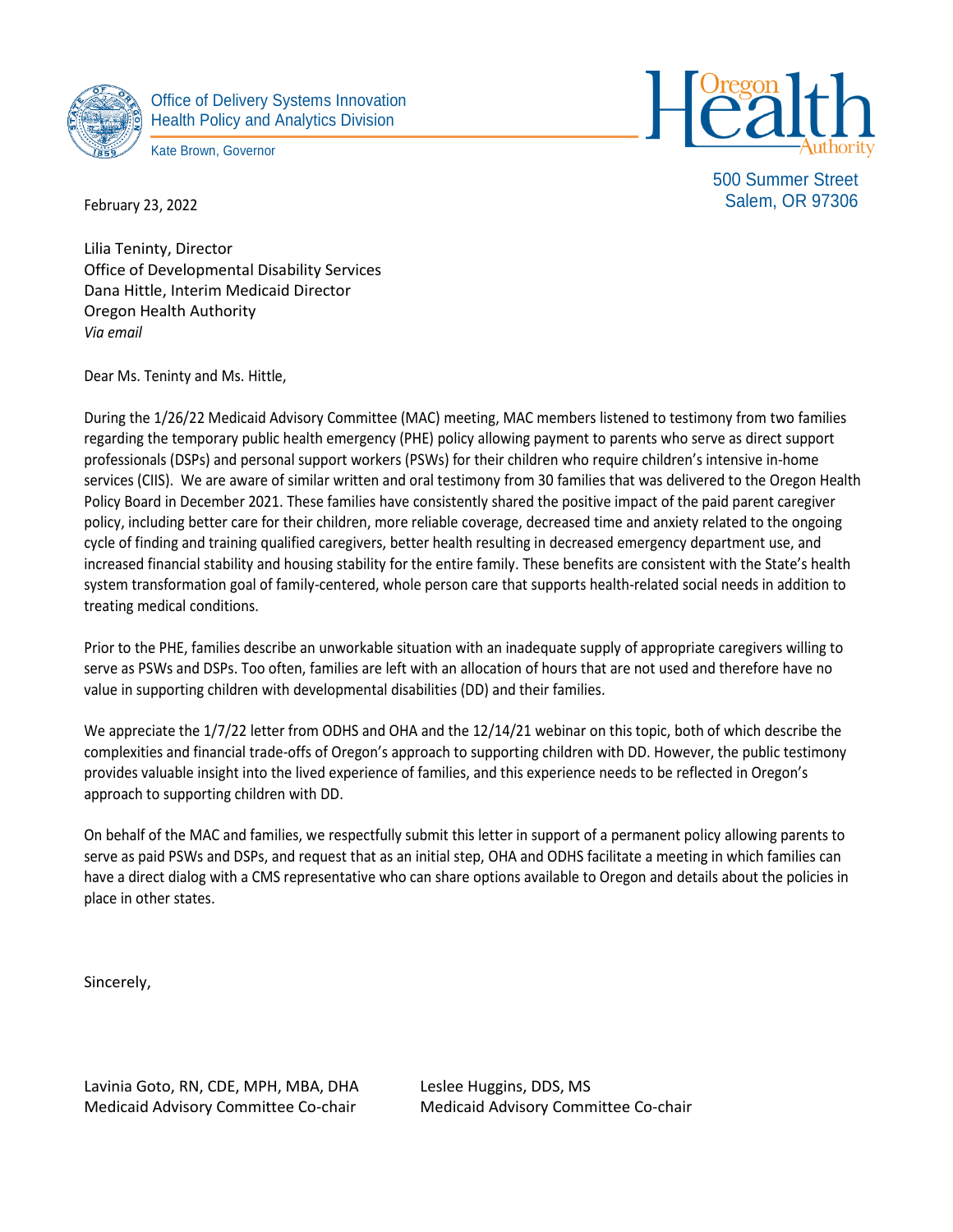Office of Delivery Systems Innovation
Health Policy and Analytics Division

Kate Brown, Governor

Oregon Health Authority

500 Summer Street
Salem, OR 97306

February 23, 2022

Lilia Teninty, Director
Office of Developmental Disability Services
Dana Hittle, Interim Medicaid Director
Oregon Health Authority
*Via email*

Dear Ms. Teninty and Ms. Hittle,

During the 1/26/22 Medicaid Advisory Committee (MAC) meeting, MAC members listened to testimony from two families regarding the temporary public health emergency (PHE) policy allowing payment to parents who serve as direct support professionals (DSPs) and personal support workers (PSWs) for their children who require children's intensive in-home services (CIIS). We are aware of similar written and oral testimony from 30 families that was delivered to the Oregon Health Policy Board in December 2021. These families have consistently shared the positive impact of the paid parent caregiver policy, including better care for their children, more reliable coverage, decreased time and anxiety related to the ongoing cycle of finding and training qualified caregivers, better health resulting in decreased emergency department use, and increased financial stability and housing stability for the entire family. These benefits are consistent with the State's health system transformation goal of family-centered, whole person care that supports health-related social needs in addition to treating medical conditions.

Prior to the PHE, families describe an unworkable situation with an inadequate supply of appropriate caregivers willing to serve as PSWs and DSPs. Too often, families are left with an allocation of hours that are not used and therefore have no value in supporting children with developmental disabilities (DD) and their families.

We appreciate the 1/7/22 letter from ODHS and OHA and the 12/14/21 webinar on this topic, both of which describe the complexities and financial trade-offs of Oregon's approach to supporting children with DD. However, the public testimony provides valuable insight into the lived experience of families, and this experience needs to be reflected in Oregon's approach to supporting children with DD.

On behalf of the MAC and families, we respectfully submit this letter in support of a permanent policy allowing parents to serve as paid PSWs and DSPs, and request that as an initial step, OHA and ODHS facilitate a meeting in which families can have a direct dialog with a CMS representative who can share options available to Oregon and details about the policies in place in other states.

Sincerely,

Lavinia Goto, RN, CDE, MPH, MBA, DHA
Medicaid Advisory Committee Co-chair

Leslee Huggins, DDS, MS
Medicaid Advisory Committee Co-chair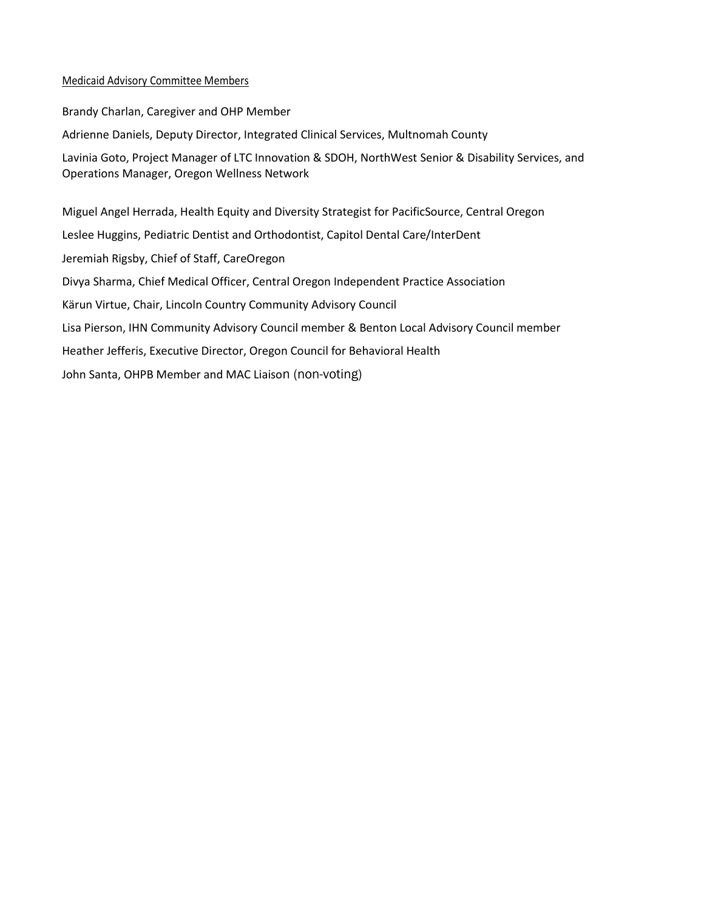Medicaid Advisory Committee Members

Brandy Charlan, Caregiver and OHP Member

Adrienne Daniels, Deputy Director, Integrated Clinical Services, Multnomah County

Lavinia Goto, Project Manager of LTC Innovation & SDOH, NorthWest Senior & Disability Services, and Operations Manager, Oregon Wellness Network

Miguel Angel Herrada, Health Equity and Diversity Strategist for PacificSource, Central Oregon

Leslee Huggins, Pediatric Dentist and Orthodontist, Capitol Dental Care/InterDent

Jeremiah Rigsby, Chief of Staff, CareOregon

Divya Sharma, Chief Medical Officer, Central Oregon Independent Practice Association

Kärun Virtue, Chair, Lincoln Country Community Advisory Council

Lisa Pierson, IHN Community Advisory Council member & Benton Local Advisory Council member

Heather Jefferis, Executive Director, Oregon Council for Behavioral Health

John Santa, OHPB Member and MAC Liaison (non-voting)